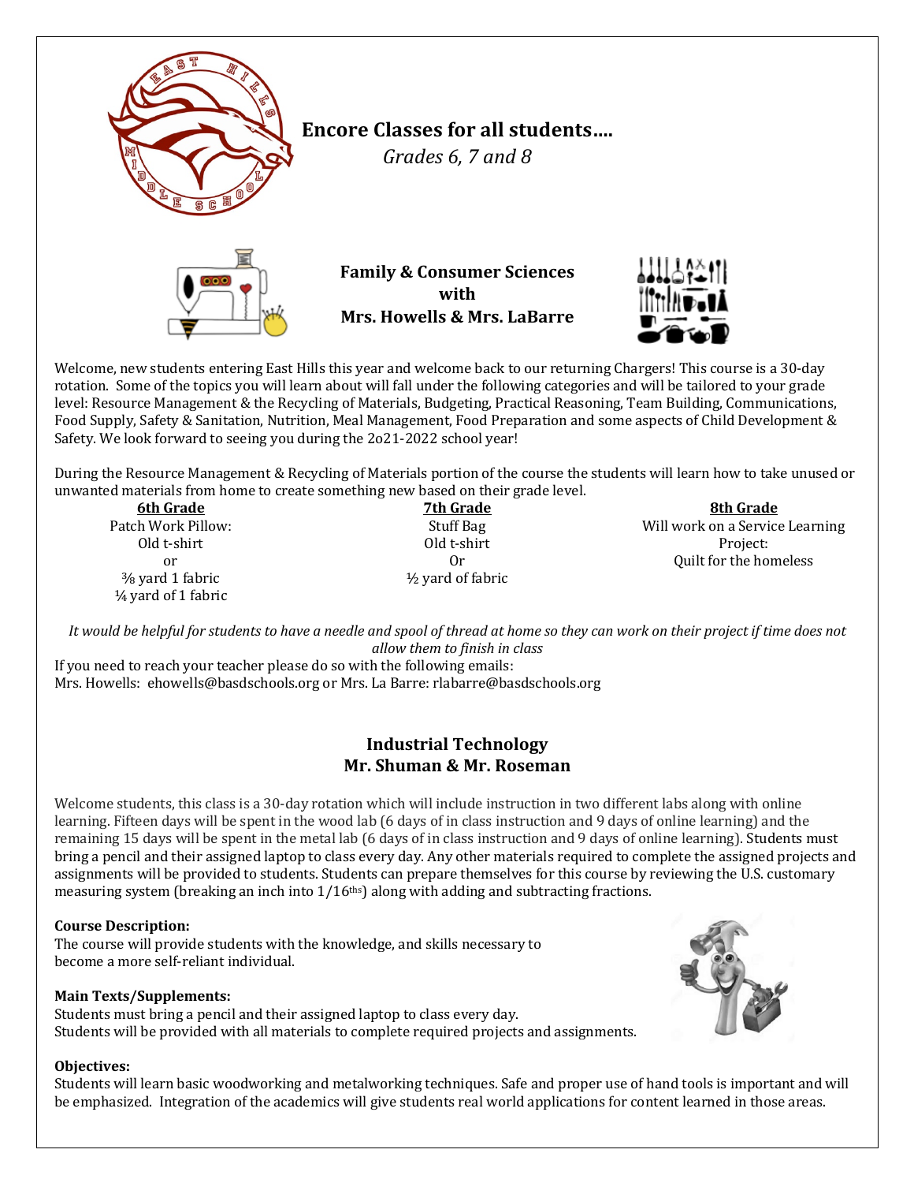# Encore Classes for all students….

*Grades 6, 7 and 8*

## Family & Consumer Sciences with Mrs. Howells & Mrs. LaBarre

Welcome, new students entering East Hills this year and welcome back to our returning Chargers! This course is a 30-day rotation. Some of the topics you will learn about will fall under the following categories and will be tailored to your grade level: Resource Management & the Recycling of Materials, Budgeting, Practical Reasoning, Team Building, Communications, Food Supply, Safety & Sanitation, Nutrition, Meal Management, Food Preparation and some aspects of Child Development & Safety. We look forward to seeing you during the 2o21-2022 school year!

During the Resource Management & Recycling of Materials portion of the course the students will learn how to take unused or unwanted materials from home to create something new based on their grade level.

| 6th Grade | 7th Grade | 8th Grade |
|---|---|---|
| Patch Work Pillow: | Stuff Bag | Will work on a Service Learning Project: |
| Old t-shirt | Old t-shirt | Quilt for the homeless |
| or | Or | |
| ⅜ yard 1 fabric | ½ yard of fabric | |
| ¼ yard of 1 fabric | | |

*It would be helpful for students to have a needle and spool of thread at home so they can work on their project if time does not allow them to finish in class*

If you need to reach your teacher please do so with the following emails:
Mrs. Howells: ehowells@basdschools.org or Mrs. La Barre: rlabarre@basdschools.org

## Industrial Technology
## Mr. Shuman & Mr. Roseman

Welcome students, this class is a 30-day rotation which will include instruction in two different labs along with online learning. Fifteen days will be spent in the wood lab (6 days of in class instruction and 9 days of online learning) and the remaining 15 days will be spent in the metal lab (6 days of in class instruction and 9 days of online learning). Students must bring a pencil and their assigned laptop to class every day. Any other materials required to complete the assigned projects and assignments will be provided to students. Students can prepare themselves for this course by reviewing the U.S. customary measuring system (breaking an inch into 1/16ths) along with adding and subtracting fractions.

**Course Description:**
The course will provide students with the knowledge, and skills necessary to become a more self-reliant individual.

**Main Texts/Supplements:**
Students must bring a pencil and their assigned laptop to class every day.
Students will be provided with all materials to complete required projects and assignments.

**Objectives:**
Students will learn basic woodworking and metalworking techniques. Safe and proper use of hand tools is important and will be emphasized. Integration of the academics will give students real world applications for content learned in those areas.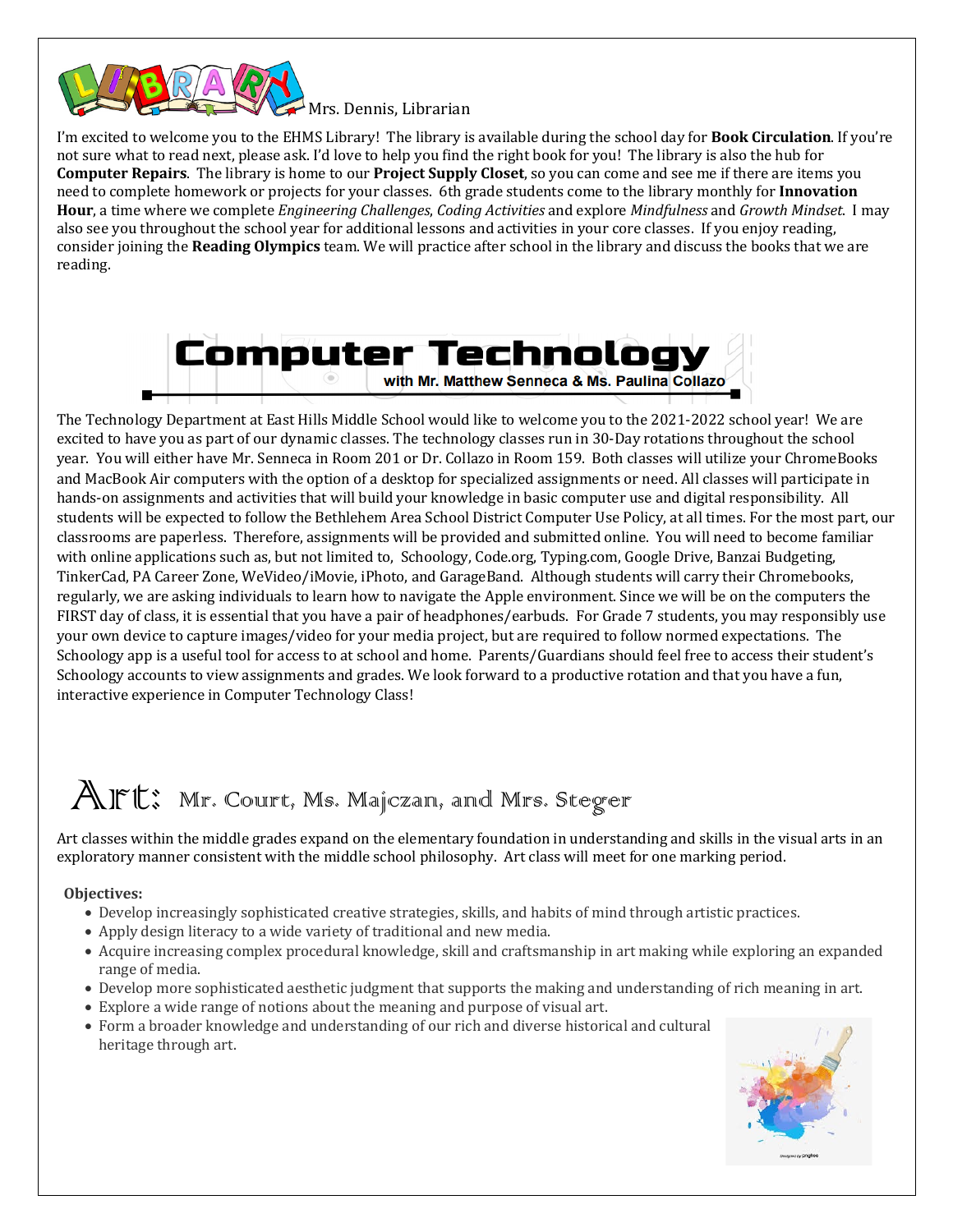## LIBRARY Mrs. Dennis, Librarian

I'm excited to welcome you to the EHMS Library! The library is available during the school day for **Book Circulation**. If you're not sure what to read next, please ask. I'd love to help you find the right book for you! The library is also the hub for **Computer Repairs**. The library is home to our **Project Supply Closet**, so you can come and see me if there are items you need to complete homework or projects for your classes. 6th grade students come to the library monthly for **Innovation Hour**, a time where we complete *Engineering Challenges*, *Coding Activities* and explore *Mindfulness* and *Growth Mindset*. I may also see you throughout the school year for additional lessons and activities in your core classes. If you enjoy reading, consider joining the **Reading Olympics** team. We will practice after school in the library and discuss the books that we are reading.

## Computer Technology

with Mr. Matthew Senneca & Ms. Paulina Collazo

The Technology Department at East Hills Middle School would like to welcome you to the 2021-2022 school year! We are excited to have you as part of our dynamic classes. The technology classes run in 30-Day rotations throughout the school year. You will either have Mr. Senneca in Room 201 or Dr. Collazo in Room 159. Both classes will utilize your ChromeBooks and MacBook Air computers with the option of a desktop for specialized assignments or need. All classes will participate in hands-on assignments and activities that will build your knowledge in basic computer use and digital responsibility. All students will be expected to follow the Bethlehem Area School District Computer Use Policy, at all times. For the most part, our classrooms are paperless. Therefore, assignments will be provided and submitted online. You will need to become familiar with online applications such as, but not limited to, Schoology, Code.org, Typing.com, Google Drive, Banzai Budgeting, TinkerCad, PA Career Zone, WeVideo/iMovie, iPhoto, and GarageBand. Although students will carry their Chromebooks, regularly, we are asking individuals to learn how to navigate the Apple environment. Since we will be on the computers the FIRST day of class, it is essential that you have a pair of headphones/earbuds. For Grade 7 students, you may responsibly use your own device to capture images/video for your media project, but are required to follow normed expectations. The Schoology app is a useful tool for access to at school and home. Parents/Guardians should feel free to access their student's Schoology accounts to view assignments and grades. We look forward to a productive rotation and that you have a fun, interactive experience in Computer Technology Class!

## Art: Mr. Court, Ms. Majczan, and Mrs. Steger

Art classes within the middle grades expand on the elementary foundation in understanding and skills in the visual arts in an exploratory manner consistent with the middle school philosophy. Art class will meet for one marking period.

**Objectives:**

- Develop increasingly sophisticated creative strategies, skills, and habits of mind through artistic practices.
- Apply design literacy to a wide variety of traditional and new media.
- Acquire increasing complex procedural knowledge, skill and craftsmanship in art making while exploring an expanded range of media.
- Develop more sophisticated aesthetic judgment that supports the making and understanding of rich meaning in art.
- Explore a wide range of notions about the meaning and purpose of visual art.
- Form a broader knowledge and understanding of our rich and diverse historical and cultural heritage through art.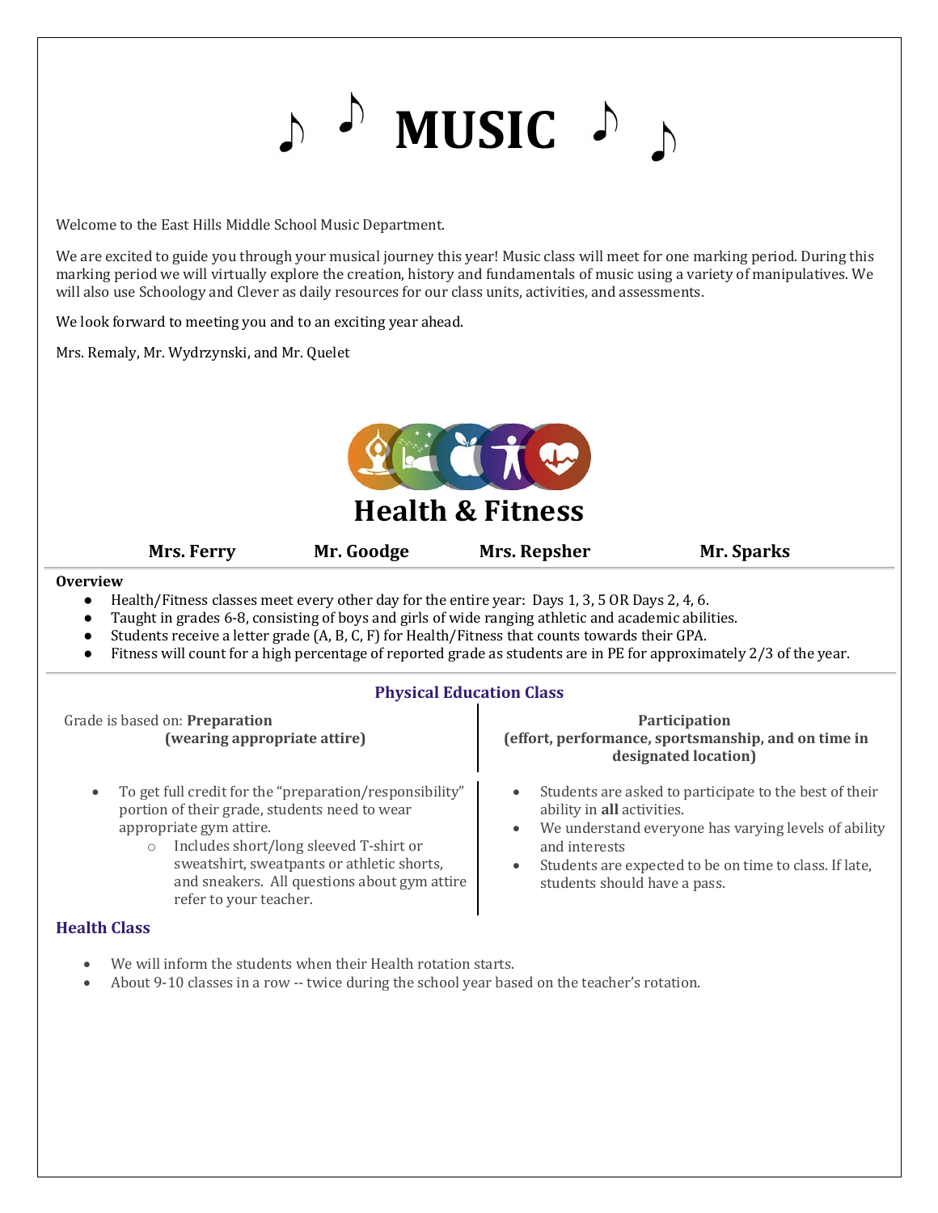# ♪ ♪ MUSIC ♪ ♪

Welcome to the East Hills Middle School Music Department.

We are excited to guide you through your musical journey this year! Music class will meet for one marking period. During this marking period we will virtually explore the creation, history and fundamentals of music using a variety of manipulatives. We will also use Schoology and Clever as daily resources for our class units, activities, and assessments.

We look forward to meeting you and to an exciting year ahead.

Mrs. Remaly, Mr. Wydrzynski, and Mr. Quelet

# Health & Fitness

**Mrs. Ferry** **Mr. Goodge** **Mrs. Repsher** **Mr. Sparks**

**Overview**

- Health/Fitness classes meet every other day for the entire year: Days 1, 3, 5 OR Days 2, 4, 6.
- Taught in grades 6-8, consisting of boys and girls of wide ranging athletic and academic abilities.
- Students receive a letter grade (A, B, C, F) for Health/Fitness that counts towards their GPA.
- Fitness will count for a high percentage of reported grade as students are in PE for approximately 2/3 of the year.

## Physical Education Class

Grade is based on: **Preparation (wearing appropriate attire)**

- To get full credit for the "preparation/responsibility" portion of their grade, students need to wear appropriate gym attire.
  - Includes short/long sleeved T-shirt or sweatshirt, sweatpants or athletic shorts, and sneakers. All questions about gym attire refer to your teacher.

**Participation (effort, performance, sportsmanship, and on time in designated location)**

- Students are asked to participate to the best of their ability in **all** activities.
- We understand everyone has varying levels of ability and interests
- Students are expected to be on time to class. If late, students should have a pass.

## Health Class

- We will inform the students when their Health rotation starts.
- About 9-10 classes in a row -- twice during the school year based on the teacher's rotation.